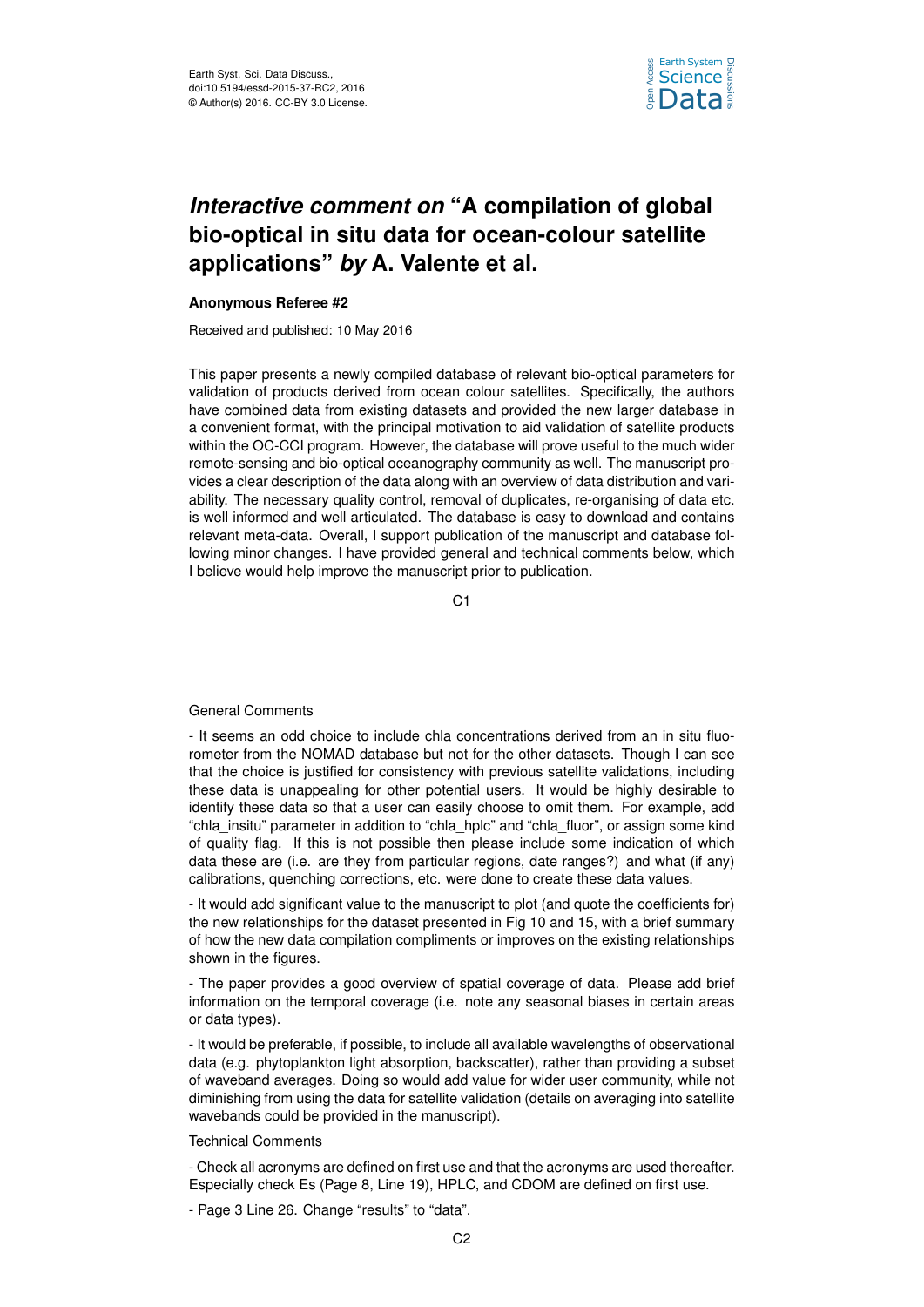# *Interactive comment on* "A compilation of global bio-optical in situ data for ocean-colour satellite applications" *by* A. Valente et al.

**Anonymous Referee #2**

Received and published: 10 May 2016

This paper presents a newly compiled database of relevant bio-optical parameters for validation of products derived from ocean colour satellites. Specifically, the authors have combined data from existing datasets and provided the new larger database in a convenient format, with the principal motivation to aid validation of satellite products within the OC-CCI program. However, the database will prove useful to the much wider remote-sensing and bio-optical oceanography community as well. The manuscript provides a clear description of the data along with an overview of data distribution and variability. The necessary quality control, removal of duplicates, re-organising of data etc. is well informed and well articulated. The database is easy to download and contains relevant meta-data. Overall, I support publication of the manuscript and database following minor changes. I have provided general and technical comments below, which I believe would help improve the manuscript prior to publication.

General Comments

- It seems an odd choice to include chla concentrations derived from an in situ fluorometer from the NOMAD database but not for the other datasets. Though I can see that the choice is justified for consistency with previous satellite validations, including these data is unappealing for other potential users. It would be highly desirable to identify these data so that a user can easily choose to omit them. For example, add "chla_insitu" parameter in addition to "chla_hplc" and "chla_fluor", or assign some kind of quality flag. If this is not possible then please include some indication of which data these are (i.e. are they from particular regions, date ranges?) and what (if any) calibrations, quenching corrections, etc. were done to create these data values.

- It would add significant value to the manuscript to plot (and quote the coefficients for) the new relationships for the dataset presented in Fig 10 and 15, with a brief summary of how the new data compilation compliments or improves on the existing relationships shown in the figures.

- The paper provides a good overview of spatial coverage of data. Please add brief information on the temporal coverage (i.e. note any seasonal biases in certain areas or data types).

- It would be preferable, if possible, to include all available wavelengths of observational data (e.g. phytoplankton light absorption, backscatter), rather than providing a subset of waveband averages. Doing so would add value for wider user community, while not diminishing from using the data for satellite validation (details on averaging into satellite wavebands could be provided in the manuscript).

Technical Comments

- Check all acronyms are defined on first use and that the acronyms are used thereafter. Especially check Es (Page 8, Line 19), HPLC, and CDOM are defined on first use.

- Page 3 Line 26. Change "results" to "data".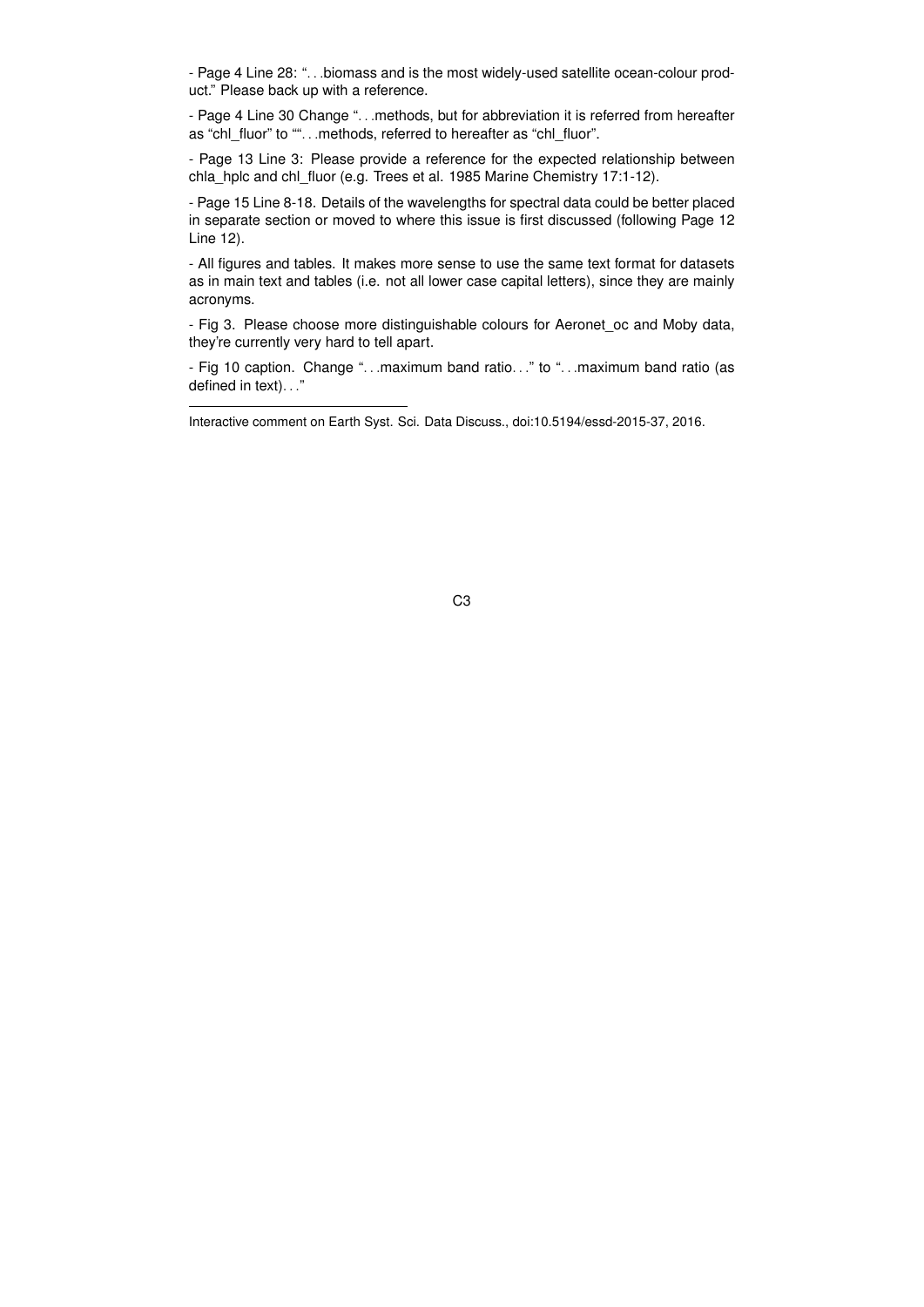- Page 4 Line 28: "...biomass and is the most widely-used satellite ocean-colour product." Please back up with a reference.

- Page 4 Line 30 Change "...methods, but for abbreviation it is referred from hereafter as "chl_fluor" to ""...methods, referred to hereafter as "chl_fluor".

- Page 13 Line 3: Please provide a reference for the expected relationship between chla_hplc and chl_fluor (e.g. Trees et al. 1985 Marine Chemistry 17:1-12).

- Page 15 Line 8-18. Details of the wavelengths for spectral data could be better placed in separate section or moved to where this issue is first discussed (following Page 12 Line 12).

- All figures and tables. It makes more sense to use the same text format for datasets as in main text and tables (i.e. not all lower case capital letters), since they are mainly acronyms.

- Fig 3. Please choose more distinguishable colours for Aeronet_oc and Moby data, they're currently very hard to tell apart.

- Fig 10 caption. Change "...maximum band ratio..." to "...maximum band ratio (as defined in text)..."

---

Interactive comment on Earth Syst. Sci. Data Discuss., doi:10.5194/essd-2015-37, 2016.